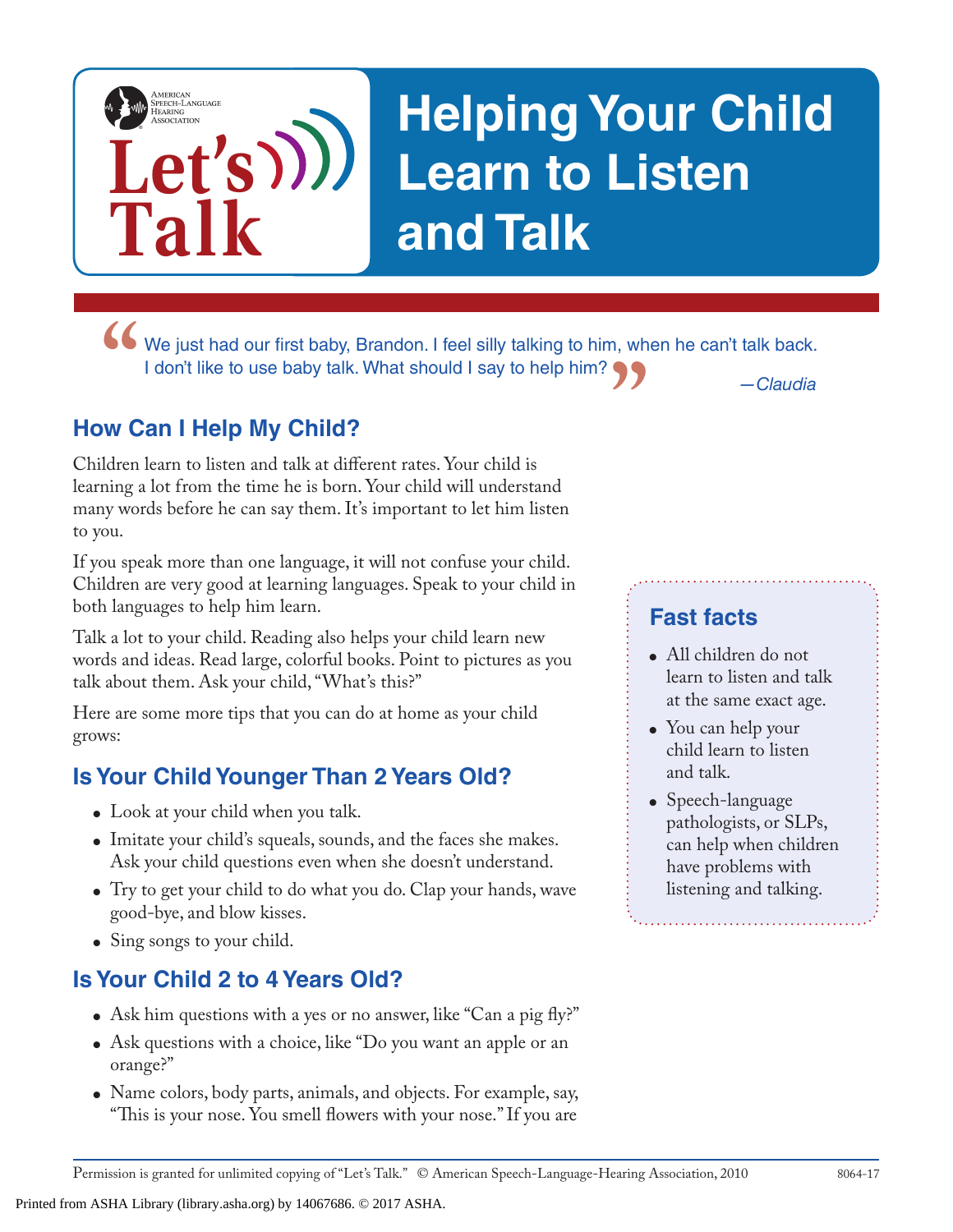American Speech-Language Hearing Association

Let's Talk

# Helping Your Child Learn to Listen and Talk

> "We just had our first baby, Brandon. I feel silly talking to him, when he can't talk back. I don't like to use baby talk. What should I say to help him?"
>
> *—Claudia*

## How Can I Help My Child?

Children learn to listen and talk at different rates. Your child is learning a lot from the time he is born. Your child will understand many words before he can say them. It's important to let him listen to you.

If you speak more than one language, it will not confuse your child. Children are very good at learning languages. Speak to your child in both languages to help him learn.

Talk a lot to your child. Reading also helps your child learn new words and ideas. Read large, colorful books. Point to pictures as you talk about them. Ask your child, "What's this?"

Here are some more tips that you can do at home as your child grows:

## Is Your Child Younger Than 2 Years Old?

- Look at your child when you talk.
- Imitate your child's squeals, sounds, and the faces she makes. Ask your child questions even when she doesn't understand.
- Try to get your child to do what you do. Clap your hands, wave good-bye, and blow kisses.
- Sing songs to your child.

## Is Your Child 2 to 4 Years Old?

- Ask him questions with a yes or no answer, like "Can a pig fly?"
- Ask questions with a choice, like "Do you want an apple or an orange?"
- Name colors, body parts, animals, and objects. For example, say, "This is your nose. You smell flowers with your nose." If you are

### Fast facts

- All children do not learn to listen and talk at the same exact age.
- You can help your child learn to listen and talk.
- Speech-language pathologists, or SLPs, can help when children have problems with listening and talking.

Permission is granted for unlimited copying of "Let's Talk." © American Speech-Language-Hearing Association, 2010 8064-17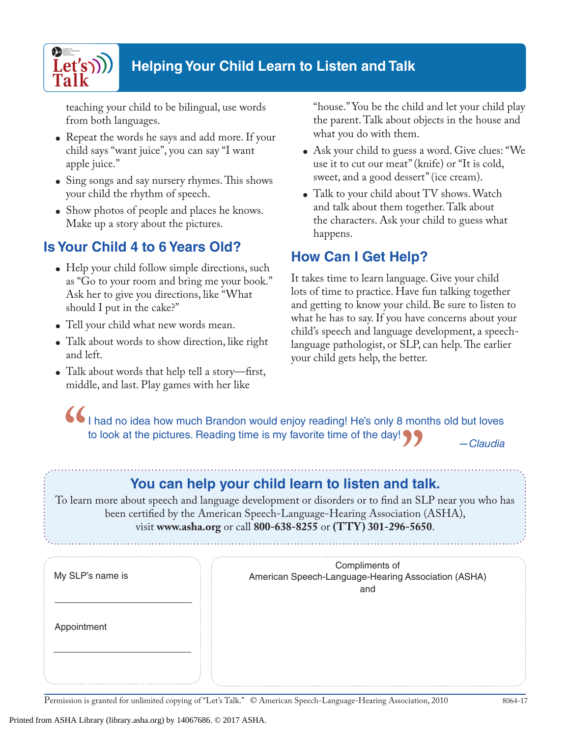teaching your child to be bilingual, use words from both languages.

- Repeat the words he says and add more. If your child says "want juice", you can say "I want apple juice."
- Sing songs and say nursery rhymes. This shows your child the rhythm of speech.
- Show photos of people and places he knows. Make up a story about the pictures.

## Is Your Child 4 to 6 Years Old?

- Help your child follow simple directions, such as "Go to your room and bring me your book." Ask her to give you directions, like "What should I put in the cake?"
- Tell your child what new words mean.
- Talk about words to show direction, like right and left.
- Talk about words that help tell a story—first, middle, and last. Play games with her like "house." You be the child and let your child play the parent. Talk about objects in the house and what you do with them.
- Ask your child to guess a word. Give clues: "We use it to cut our meat" (knife) or "It is cold, sweet, and a good dessert" (ice cream).
- Talk to your child about TV shows. Watch and talk about them together. Talk about the characters. Ask your child to guess what happens.

## How Can I Get Help?

It takes time to learn language. Give your child lots of time to practice. Have fun talking together and getting to know your child. Be sure to listen to what he has to say. If you have concerns about your child's speech and language development, a speech-language pathologist, or SLP, can help. The earlier your child gets help, the better.

> "I had no idea how much Brandon would enjoy reading! He's only 8 months old but loves to look at the pictures. Reading time is my favorite time of the day!"
>
> *—Claudia*

## You can help your child learn to listen and talk.

To learn more about speech and language development or disorders or to find an SLP near you who has been certified by the American Speech-Language-Hearing Association (ASHA), visit **www.asha.org** or call **800-638-8255** or **(TTY) 301-296-5650**.

My SLP's name is

______________________

Appointment

______________________

Compliments of
American Speech-Language-Hearing Association (ASHA)
and

Permission is granted for unlimited copying of "Let's Talk." © American Speech-Language-Hearing Association, 2010 8064-17